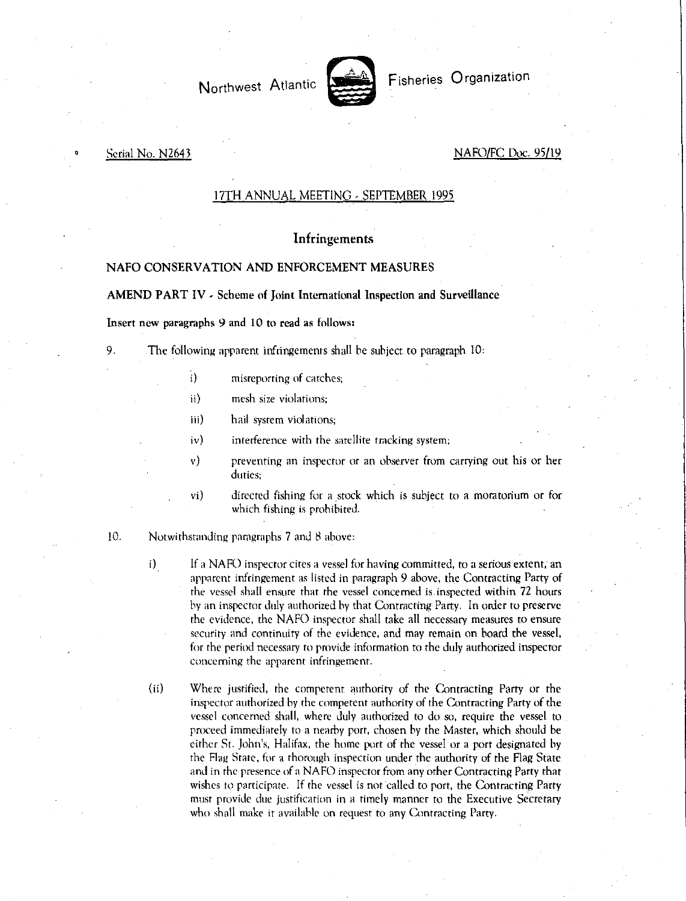Northwest Atlantic Fisheries Organization

Serial No. N2643

NAFO/FC Doc. 95/19

17TH ANNUAL MEETING - SEPTEMBER 1995

## Infringements

### NAFO CONSERVATION AND ENFORCEMENT MEASURES

**AMEND PART IV - Scheme of Joint International Inspection and Surveillance**

**Insert new paragraphs 9 and 10 to read as follows:**

9. The following apparent infringements shall be subject to paragraph 10:

   i) misreporting of catches;

   ii) mesh size violations;

   iii) hail system violations;

   iv) interference with the satellite tracking system;

   v) preventing an inspector or an observer from carrying out his or her duties;

   vi) directed fishing for a stock which is subject to a moratorium or for which fishing is prohibited.

10. Notwithstanding paragraphs 7 and 8 above:

   i) If a NAFO inspector cites a vessel for having committed, to a serious extent, an apparent infringement as listed in paragraph 9 above, the Contracting Party of the vessel shall ensure that the vessel concerned is inspected within 72 hours by an inspector duly authorized by that Contracting Party. In order to preserve the evidence, the NAFO inspector shall take all necessary measures to ensure security and continuity of the evidence, and may remain on board the vessel, for the period necessary to provide information to the duly authorized inspector concerning the apparent infringement.

   (ii) Where justified, the competent authority of the Contracting Party or the inspector authorized by the competent authority of the Contracting Party of the vessel concerned shall, where duly authorized to do so, require the vessel to proceed immediately to a nearby port, chosen by the Master, which should be either St. John's, Halifax, the home port of the vessel or a port designated by the Flag State, for a thorough inspection under the authority of the Flag State and in the presence of a NAFO inspector from any other Contracting Party that wishes to participate. If the vessel is not called to port, the Contracting Party must provide due justification in a timely manner to the Executive Secretary who shall make it available on request to any Contracting Party.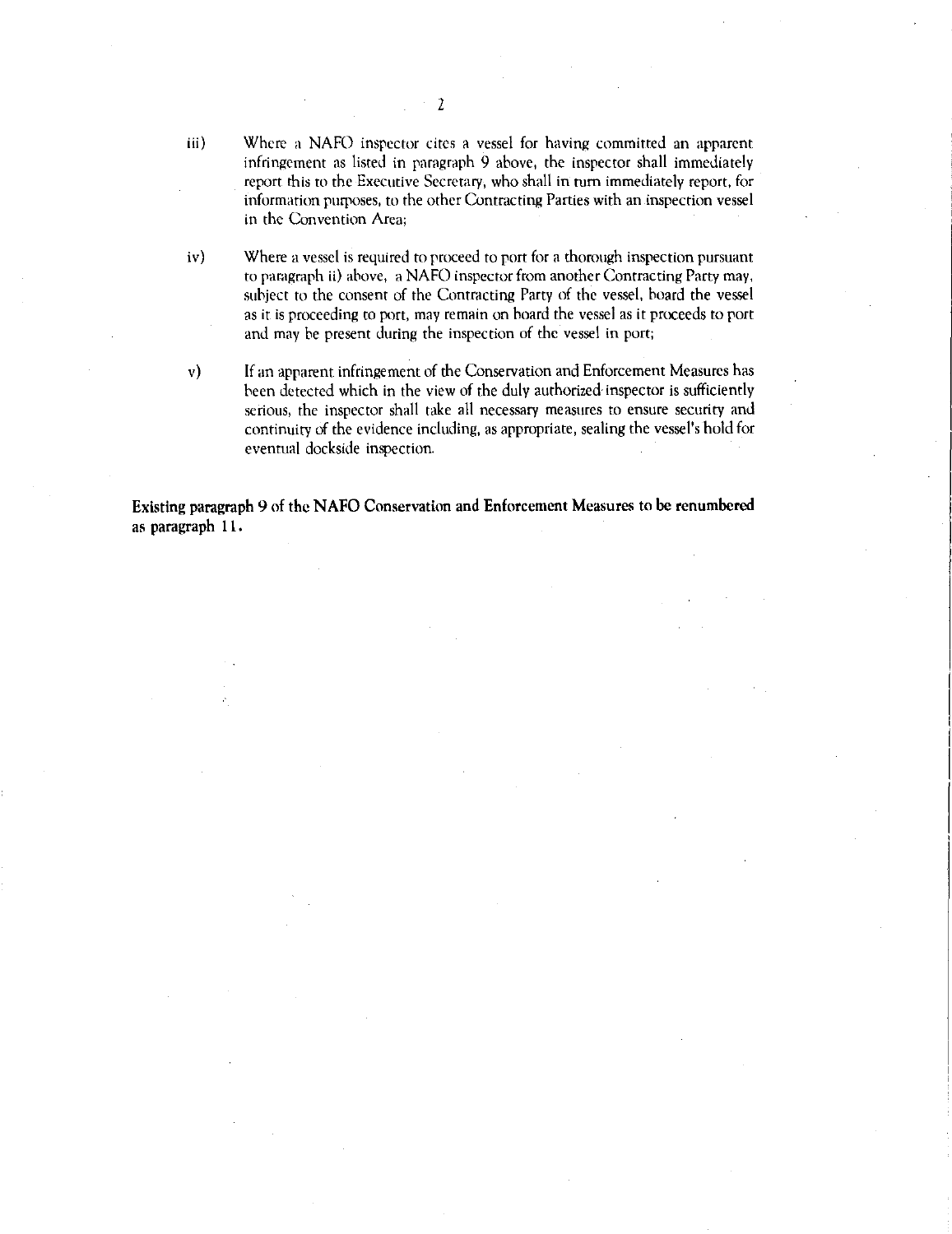iii) Where a NAFO inspector cites a vessel for having committed an apparent infringement as listed in paragraph 9 above, the inspector shall immediately report this to the Executive Secretary, who shall in turn immediately report, for information purposes, to the other Contracting Parties with an inspection vessel in the Convention Area;

iv) Where a vessel is required to proceed to port for a thorough inspection pursuant to paragraph ii) above, a NAFO inspector from another Contracting Party may, subject to the consent of the Contracting Party of the vessel, board the vessel as it is proceeding to port, may remain on board the vessel as it proceeds to port and may be present during the inspection of the vessel in port;

v) If an apparent infringement of the Conservation and Enforcement Measures has been detected which in the view of the duly authorized inspector is sufficiently serious, the inspector shall take all necessary measures to ensure security and continuity of the evidence including, as appropriate, sealing the vessel's hold for eventual dockside inspection.

**Existing paragraph 9 of the NAFO Conservation and Enforcement Measures to be renumbered as paragraph 11.**